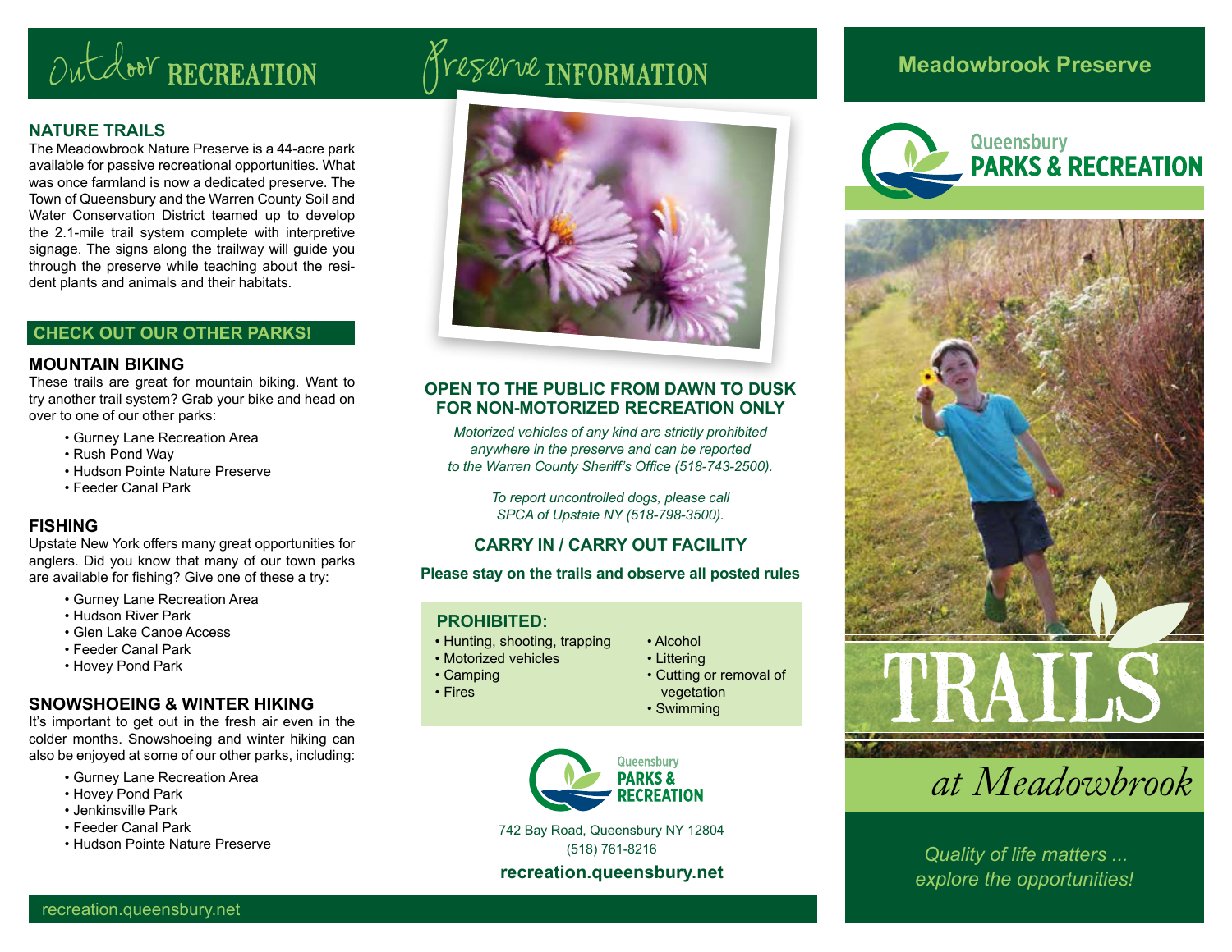# Outdoor RECREATION

### NATURE TRAILS

The Meadowbrook Nature Preserve is a 44-acre park available for passive recreational opportunities. What was once farmland is now a dedicated preserve. The Town of Queensbury and the Warren County Soil and Water Conservation District teamed up to develop the 2.1-mile trail system complete with interpretive signage. The signs along the trailway will guide you through the preserve while teaching about the resident plants and animals and their habitats.

## CHECK OUT OUR OTHER PARKS!

### MOUNTAIN BIKING

These trails are great for mountain biking. Want to try another trail system? Grab your bike and head on over to one of our other parks:

- Gurney Lane Recreation Area
- Rush Pond Way
- Hudson Pointe Nature Preserve
- Feeder Canal Park

### FISHING

Upstate New York offers many great opportunities for anglers. Did you know that many of our town parks are available for fishing? Give one of these a try:

- Gurney Lane Recreation Area
- Hudson River Park
- Glen Lake Canoe Access
- Feeder Canal Park
- Hovey Pond Park

### SNOWSHOEING & WINTER HIKING

It's important to get out in the fresh air even in the colder months. Snowshoeing and winter hiking can also be enjoyed at some of our other parks, including:

- Gurney Lane Recreation Area
- Hovey Pond Park
- Jenkinsville Park
- Feeder Canal Park
- Hudson Pointe Nature Preserve

recreation.queensbury.net

# Preserve INFORMATION

### OPEN TO THE PUBLIC FROM DAWN TO DUSK FOR NON-MOTORIZED RECREATION ONLY

*Motorized vehicles of any kind are strictly prohibited anywhere in the preserve and can be reported to the Warren County Sheriff's Office (518-743-2500).*

*To report uncontrolled dogs, please call SPCA of Upstate NY (518-798-3500).*

### CARRY IN / CARRY OUT FACILITY

**Please stay on the trails and observe all posted rules**

### PROHIBITED:

- Hunting, shooting, trapping
- Motorized vehicles
- Camping
- Fires
- Alcohol
- Littering
- Cutting or removal of vegetation
- Swimming

Queensbury PARKS & RECREATION

742 Bay Road, Queensbury NY 12804
(518) 761-8216

**recreation.queensbury.net**

## Meadowbrook Preserve

Queensbury PARKS & RECREATION

# TRAILS

*at Meadowbrook*

*Quality of life matters ... explore the opportunities!*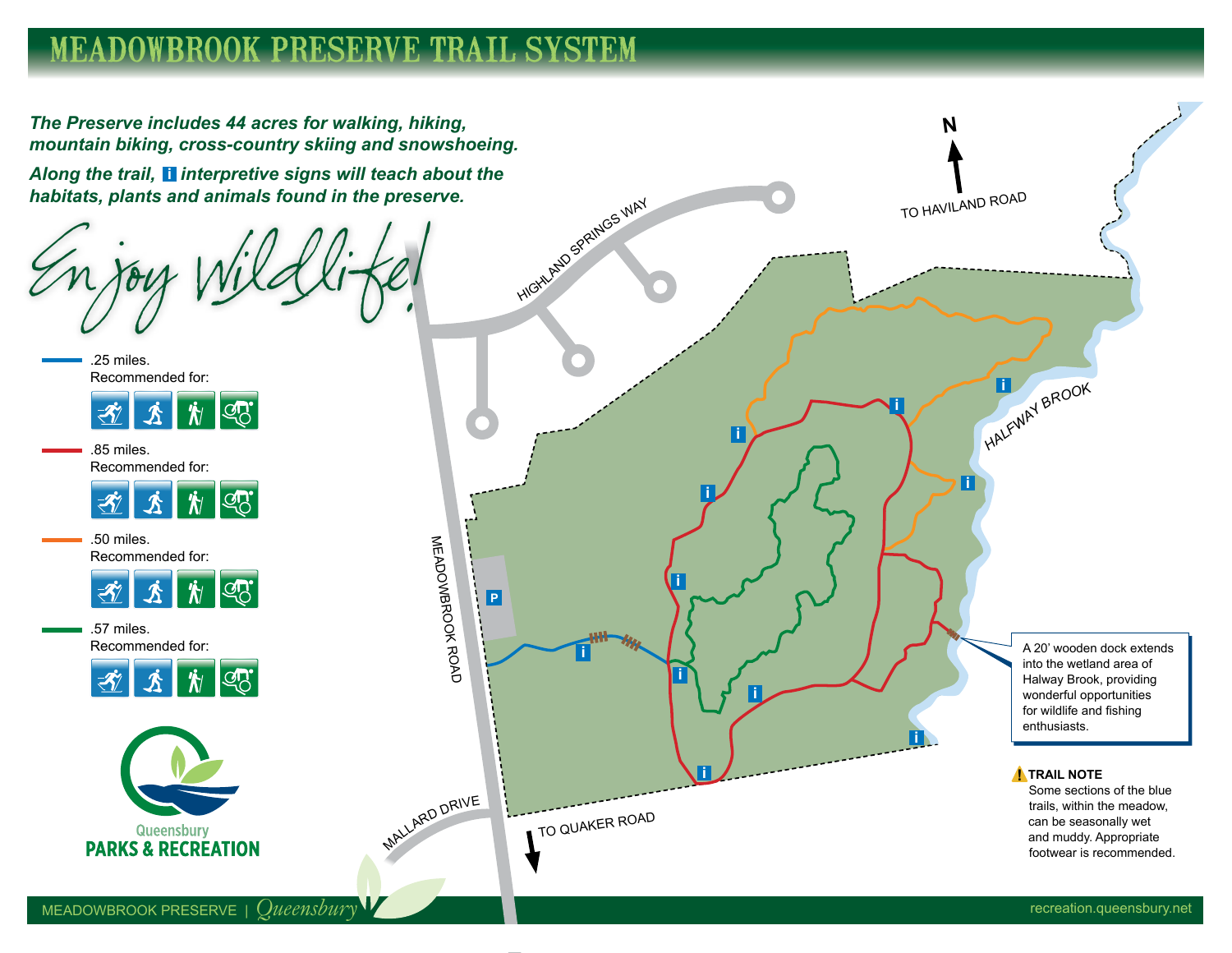# MEADOWBROOK PRESERVE TRAIL SYSTEM

***The Preserve includes 44 acres for walking, hiking, mountain biking, cross-country skiing and snowshoeing.***

***Along the trail, i interpretive signs will teach about the habitats, plants and animals found in the preserve.***

*Enjoy Wildlife!*

.25 miles.
Recommended for:

.85 miles.
Recommended for:

.50 miles.
Recommended for:

.57 miles.
Recommended for:

HIGHLAND SPRINGS WAY

N

TO HAVILAND ROAD

HALFWAY BROOK

MEADOWBROOK ROAD

P

MALLARD DRIVE

TO QUAKER ROAD

A 20' wooden dock extends into the wetland area of Halway Brook, providing wonderful opportunities for wildlife and fishing enthusiasts.

**TRAIL NOTE**
Some sections of the blue trails, within the meadow, can be seasonally wet and muddy. Appropriate footwear is recommended.

Queensbury
**PARKS & RECREATION**

MEADOWBROOK PRESERVE | *Queensbury*

recreation.queensbury.net